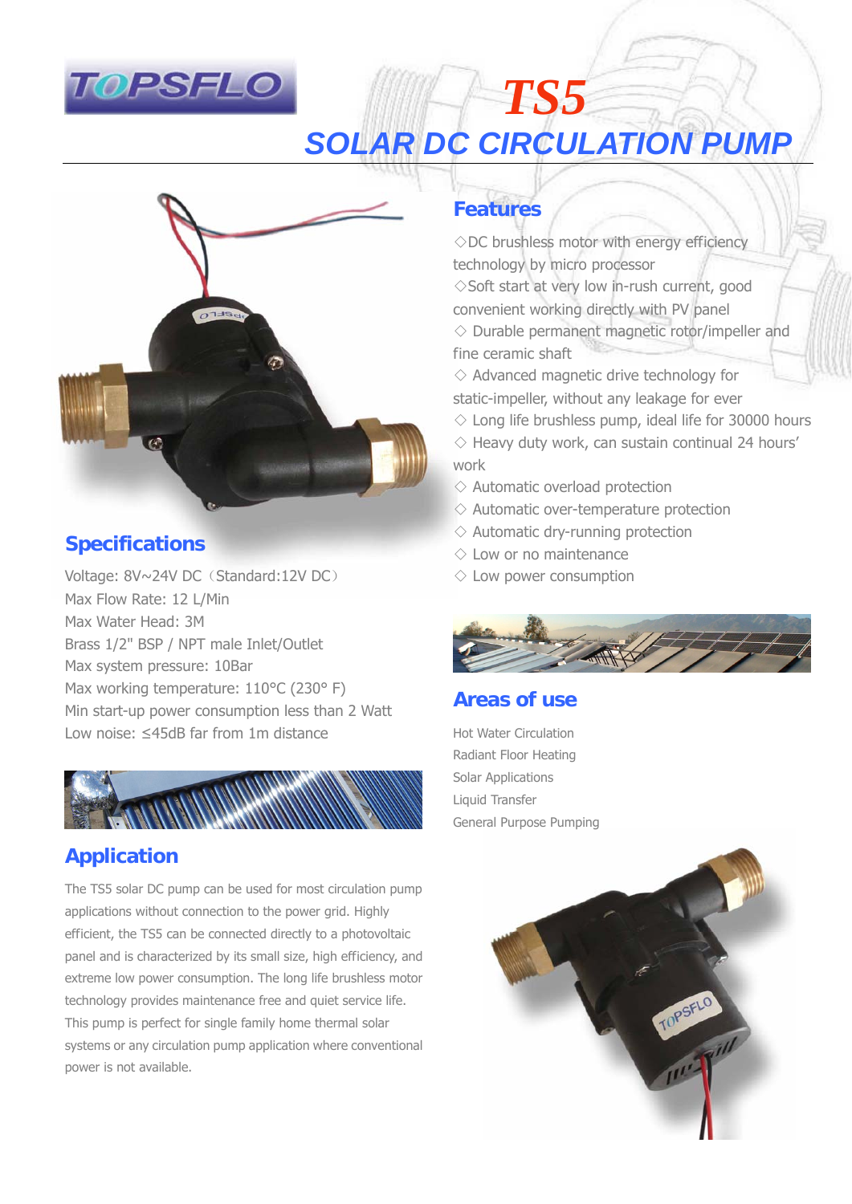TOPSFLO

# TS5

## SOLAR DC CIRCULATION PUMP

## Features

◇DC brushless motor with energy efficiency technology by micro processor
◇Soft start at very low in-rush current, good convenient working directly with PV panel
◇ Durable permanent magnetic rotor/impeller and fine ceramic shaft
◇ Advanced magnetic drive technology for static-impeller, without any leakage for ever
◇ Long life brushless pump, ideal life for 30000 hours
◇ Heavy duty work, can sustain continual 24 hours' work
◇ Automatic overload protection
◇ Automatic over-temperature protection
◇ Automatic dry-running protection
◇ Low or no maintenance
◇ Low power consumption

## Specifications

Voltage: 8V~24V DC（Standard:12V DC）
Max Flow Rate: 12 L/Min
Max Water Head: 3M
Brass 1/2" BSP / NPT male Inlet/Outlet
Max system pressure: 10Bar
Max working temperature: 110°C (230° F)
Min start-up power consumption less than 2 Watt
Low noise: ≤45dB far from 1m distance

## Areas of use

Hot Water Circulation
Radiant Floor Heating
Solar Applications
Liquid Transfer
General Purpose Pumping

## Application

The TS5 solar DC pump can be used for most circulation pump applications without connection to the power grid. Highly efficient, the TS5 can be connected directly to a photovoltaic panel and is characterized by its small size, high efficiency, and extreme low power consumption. The long life brushless motor technology provides maintenance free and quiet service life. This pump is perfect for single family home thermal solar systems or any circulation pump application where conventional power is not available.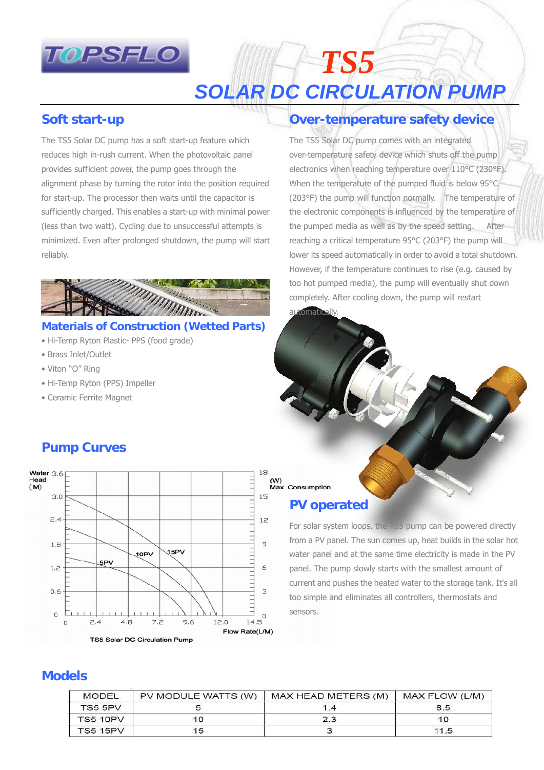# TS5

## SOLAR DC CIRCULATION PUMP

## Soft start-up

The TS5 Solar DC pump has a soft start-up feature which reduces high in-rush current. When the photovoltaic panel provides sufficient power, the pump goes through the alignment phase by turning the rotor into the position required for start-up. The processor then waits until the capacitor is sufficiently charged. This enables a start-up with minimal power (less than two watt). Cycling due to unsuccessful attempts is minimized. Even after prolonged shutdown, the pump will start reliably.

## Over-temperature safety device

The TS5 Solar DC pump comes with an integrated over-temperature safety device which shuts off the pump electronics when reaching temperature over 110°C (230°F). When the temperature of the pumped fluid is below 95°C (203°F) the pump will function normally. The temperature of the electronic components is influenced by the temperature of the pumped media as well as by the speed setting. After reaching a critical temperature 95°C (203°F) the pump will lower its speed automatically in order to avoid a total shutdown. However, if the temperature continues to rise (e.g. caused by too hot pumped media), the pump will eventually shut down completely. After cooling down, the pump will restart automatically.

## Materials of Construction (Wetted Parts)

- Hi-Temp Ryton Plastic- PPS (food grade)
- Brass Inlet/Outlet
- Viton "O" Ring
- Hi-Temp Ryton (PPS) Impeller
- Ceramic Ferrite Magnet

## Pump Curves

Water Head (M): 0, 0.6, 1.2, 1.8, 2.4, 3.0, 3.6

(W) Max Consumption: 0, 3, 6, 9, 12, 15, 18

Flow Rate(L/M): 0, 2.4, 4.8, 7.2, 9.6, 12.0, 14.5

Curves: 5PV, 10PV, 15PV

TS5 Solar DC Circulation Pump

## PV operated

For solar system loops, the TS5 pump can be powered directly from a PV panel. The sun comes up, heat builds in the solar hot water panel and at the same time electricity is made in the PV panel. The pump slowly starts with the smallest amount of current and pushes the heated water to the storage tank. It's all too simple and eliminates all controllers, thermostats and sensors.

## Models

| MODEL | PV MODULE WATTS (W) | MAX HEAD METERS (M) | MAX FLOW (L/M) |
|---|---|---|---|
| TS5 5PV | 5 | 1.4 | 8.5 |
| TS5 10PV | 10 | 2.3 | 10 |
| TS5 15PV | 15 | 3 | 11.5 |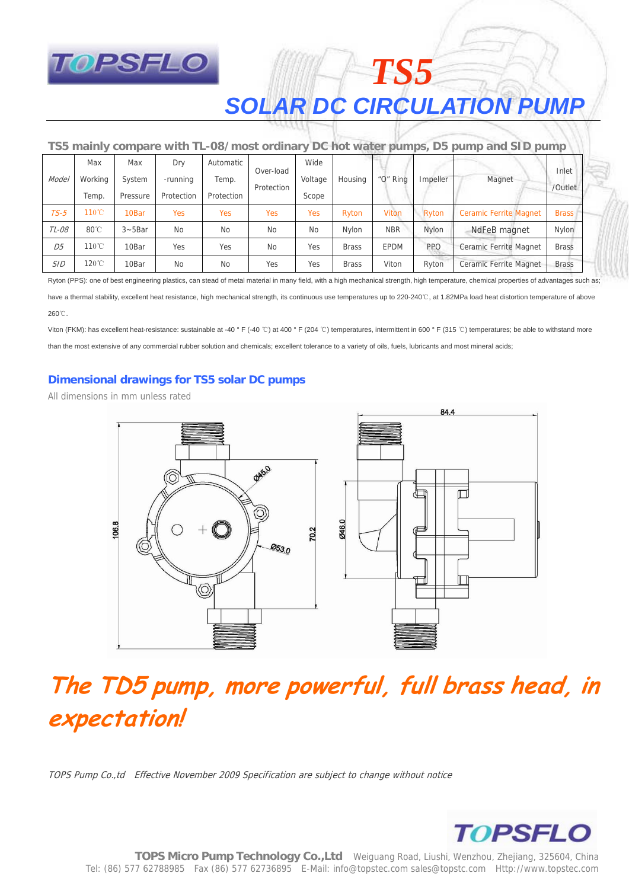# TS5

## SOLAR DC CIRCULATION PUMP

### TS5 mainly compare with TL-08/most ordinary DC hot water pumps, D5 pump and SID pump

| Model | Max Working Temp. | Max System Pressure | Dry -running Protection | Automatic Temp. Protection | Over-load Protection | Wide Voltage Scope | Housing | "O" Ring | Impeller | Magnet | Inlet /Outlet |
|---|---|---|---|---|---|---|---|---|---|---|---|
| TS-5 | 110℃ | 10Bar | Yes | Yes | Yes | Yes | Ryton | Viton | Ryton | Ceramic Ferrite Magnet | Brass |
| TL-08 | 80℃ | 3~5Bar | No | No | No | No | Nylon | NBR | Nylon | NdFeB magnet | Nylon |
| D5 | 110℃ | 10Bar | Yes | Yes | No | Yes | Brass | EPDM | PPO | Ceramic Ferrite Magnet | Brass |
| SID | 120℃ | 10Bar | No | No | Yes | Yes | Brass | Viton | Ryton | Ceramic Ferrite Magnet | Brass |

Ryton (PPS): one of best engineering plastics, can stead of metal material in many field, with a high mechanical strength, high temperature, chemical properties of advantages such as; have a thermal stability, excellent heat resistance, high mechanical strength, its continuous use temperatures up to 220-240℃, at 1.82MPa load heat distortion temperature of above 260℃.

Viton (FKM): has excellent heat-resistance: sustainable at -40 ° F (-40 ℃) at 400 ° F (204 ℃) temperatures, intermittent in 600 ° F (315 ℃) temperatures; be able to withstand more than the most extensive of any commercial rubber solution and chemicals; excellent tolerance to a variety of oils, fuels, lubricants and most mineral acids;

### Dimensional drawings for TS5 solar DC pumps

All dimensions in mm unless rated

84.4
Ø45.0
Ø53.0
106.8
70.2
Ø46.0

***The TD5 pump, more powerful, full brass head, in expectation!***

*TOPS Pump Co.,td Effective November 2009 Specification are subject to change without notice*

**TOPS Micro Pump Technology Co.,Ltd** Weiguang Road, Liushi, Wenzhou, Zhejiang, 325604, China
Tel: (86) 577 62788985 Fax (86) 577 62736895 E-Mail: info@topstec.com sales@topstc.com Http://www.topstec.com